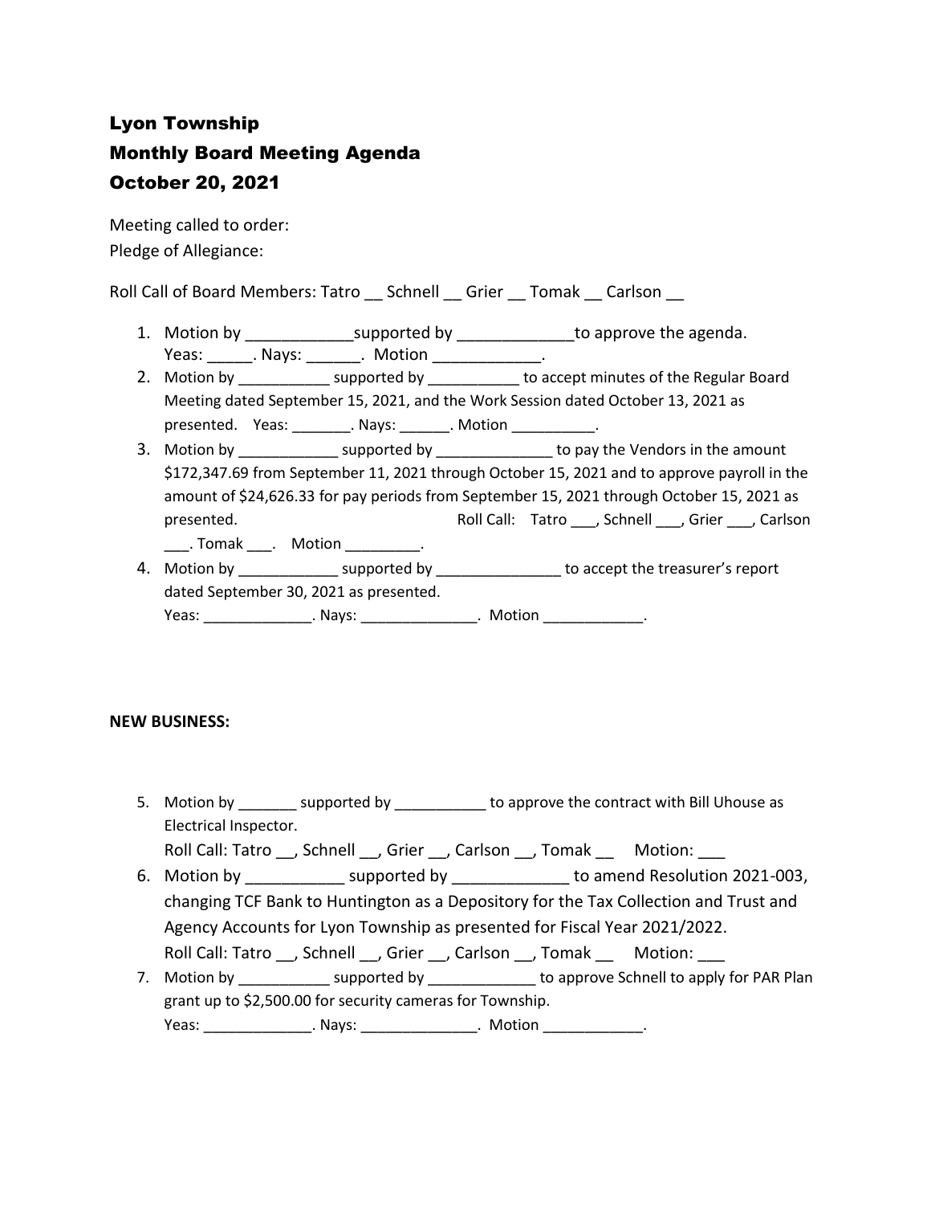# Lyon Township
# Monthly Board Meeting Agenda
# October 20, 2021

Meeting called to order:
Pledge of Allegiance:

Roll Call of Board Members: Tatro __ Schnell __ Grier __ Tomak __ Carlson __

1. Motion by ____________supported by _____________to approve the agenda.
   Yeas: _____. Nays: ______. Motion ____________.
2. Motion by ___________ supported by ___________ to accept minutes of the Regular Board Meeting dated September 15, 2021, and the Work Session dated October 13, 2021 as presented. Yeas: _______. Nays: ______. Motion __________.
3. Motion by ____________ supported by ______________ to pay the Vendors in the amount $172,347.69 from September 11, 2021 through October 15, 2021 and to approve payroll in the amount of $24,626.33 for pay periods from September 15, 2021 through October 15, 2021 as presented. Roll Call: Tatro ___, Schnell ___, Grier ___, Carlson ___. Tomak ___. Motion _________.
4. Motion by ____________ supported by _______________ to accept the treasurer's report dated September 30, 2021 as presented.
   Yeas: _____________. Nays: ______________. Motion ____________.

**NEW BUSINESS:**

5. Motion by _______ supported by ___________ to approve the contract with Bill Uhouse as Electrical Inspector.
   Roll Call: Tatro __, Schnell __, Grier __, Carlson __, Tomak __ Motion: ___
6. Motion by ___________ supported by _____________ to amend Resolution 2021-003, changing TCF Bank to Huntington as a Depository for the Tax Collection and Trust and Agency Accounts for Lyon Township as presented for Fiscal Year 2021/2022.
   Roll Call: Tatro __, Schnell __, Grier __, Carlson __, Tomak __ Motion: ___
7. Motion by ___________ supported by _____________ to approve Schnell to apply for PAR Plan grant up to $2,500.00 for security cameras for Township.
   Yeas: _____________. Nays: ______________. Motion ____________.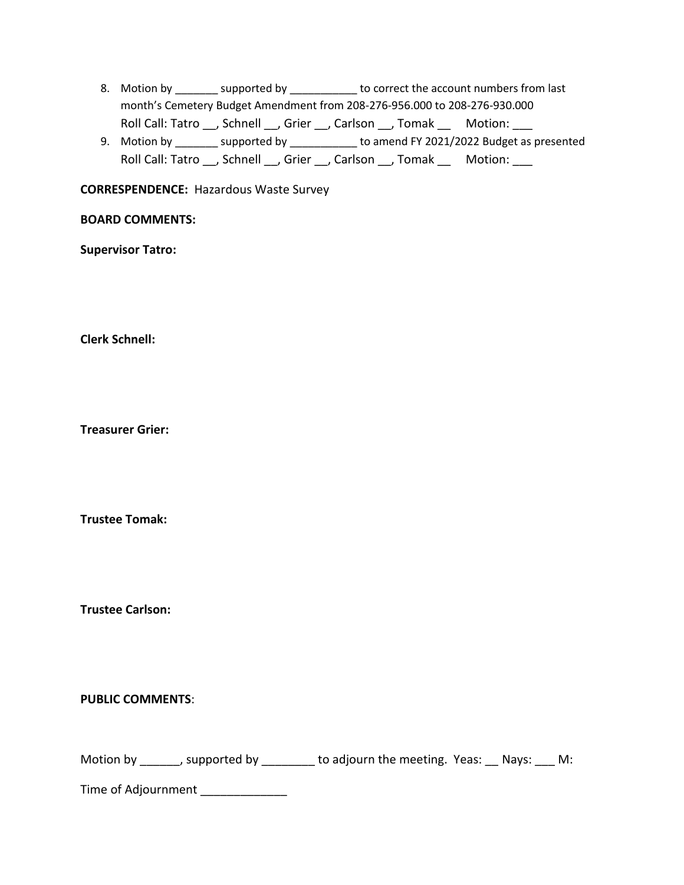8. Motion by _______ supported by ___________ to correct the account numbers from last month's Cemetery Budget Amendment from 208-276-956.000 to 208-276-930.000
   Roll Call: Tatro __, Schnell __, Grier __, Carlson __, Tomak __ Motion: ___
9. Motion by _______ supported by ___________ to amend FY 2021/2022 Budget as presented
   Roll Call: Tatro __, Schnell __, Grier __, Carlson __, Tomak __ Motion: ___

**CORRESPENDENCE:** Hazardous Waste Survey

**BOARD COMMENTS:**

**Supervisor Tatro:**

**Clerk Schnell:**

**Treasurer Grier:**

**Trustee Tomak:**

**Trustee Carlson:**

**PUBLIC COMMENTS**:

Motion by ______, supported by ________ to adjourn the meeting. Yeas: __ Nays: ___ M:

Time of Adjournment _____________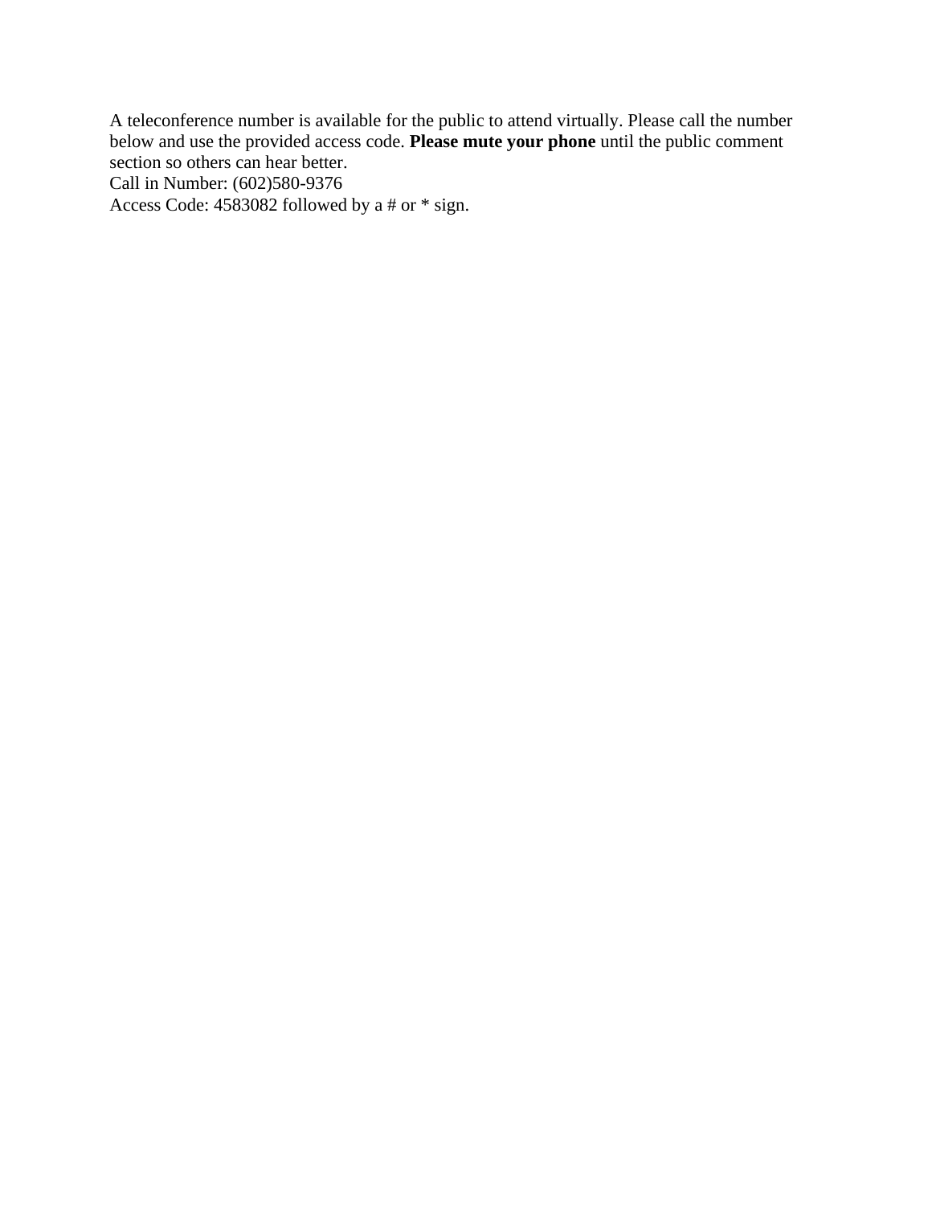A teleconference number is available for the public to attend virtually. Please call the number below and use the provided access code. **Please mute your phone** until the public comment section so others can hear better.

Call in Number: (602)580-9376

Access Code: 4583082 followed by a # or * sign.